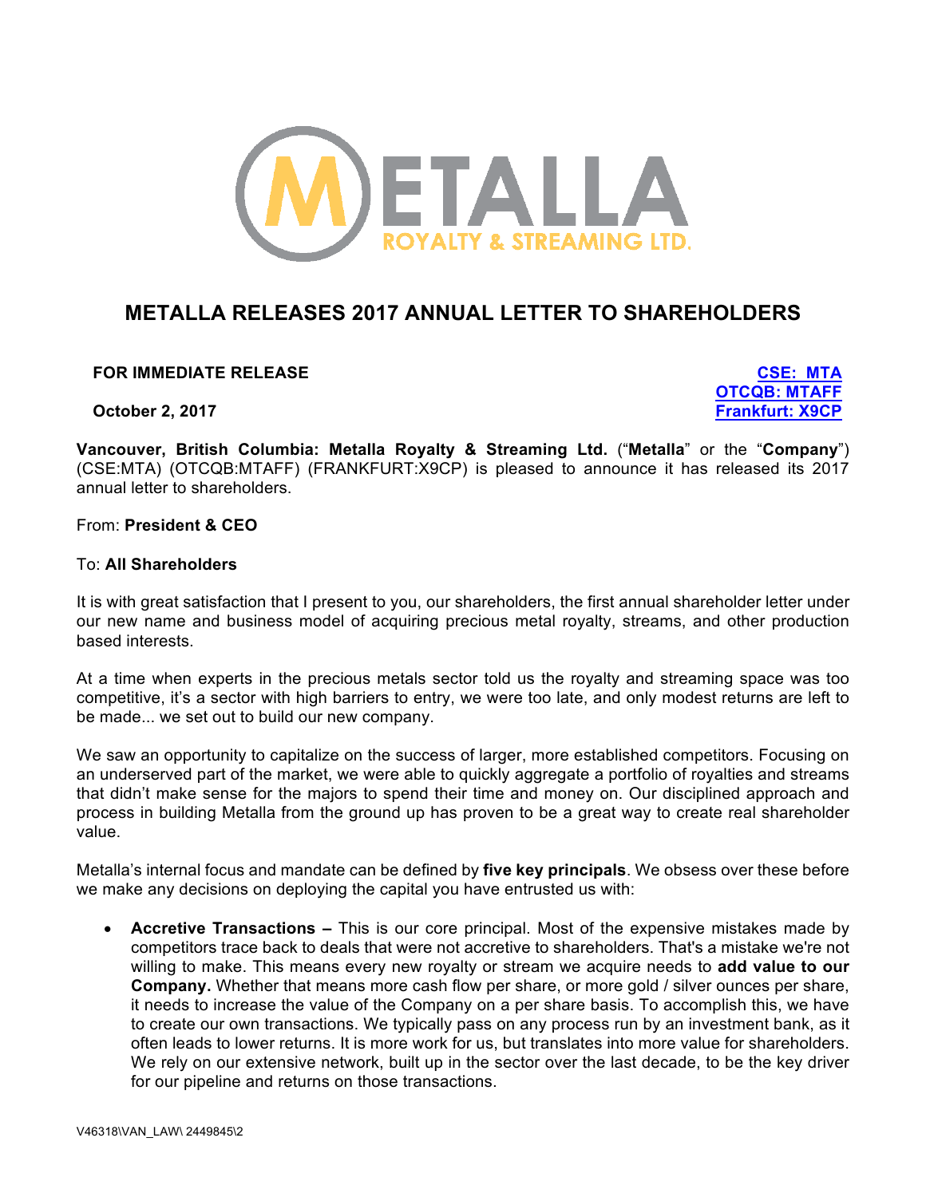# METALLA RELEASES 2017 ANNUAL LETTER TO SHAREHOLDERS

**FOR IMMEDIATE RELEASE**

**October 2, 2017**

**CSE: MTA**
**OTCQB: MTAFF**
**Frankfurt: X9CP**

**Vancouver, British Columbia: Metalla Royalty & Streaming Ltd.** ("**Metalla**" or the "**Company**") (CSE:MTA) (OTCQB:MTAFF) (FRANKFURT:X9CP) is pleased to announce it has released its 2017 annual letter to shareholders.

From: **President & CEO**

To: **All Shareholders**

It is with great satisfaction that I present to you, our shareholders, the first annual shareholder letter under our new name and business model of acquiring precious metal royalty, streams, and other production based interests.

At a time when experts in the precious metals sector told us the royalty and streaming space was too competitive, it's a sector with high barriers to entry, we were too late, and only modest returns are left to be made... we set out to build our new company.

We saw an opportunity to capitalize on the success of larger, more established competitors. Focusing on an underserved part of the market, we were able to quickly aggregate a portfolio of royalties and streams that didn't make sense for the majors to spend their time and money on. Our disciplined approach and process in building Metalla from the ground up has proven to be a great way to create real shareholder value.

Metalla's internal focus and mandate can be defined by **five key principals**. We obsess over these before we make any decisions on deploying the capital you have entrusted us with:

- **Accretive Transactions –** This is our core principal. Most of the expensive mistakes made by competitors trace back to deals that were not accretive to shareholders. That's a mistake we're not willing to make. This means every new royalty or stream we acquire needs to **add value to our Company.** Whether that means more cash flow per share, or more gold / silver ounces per share, it needs to increase the value of the Company on a per share basis. To accomplish this, we have to create our own transactions. We typically pass on any process run by an investment bank, as it often leads to lower returns. It is more work for us, but translates into more value for shareholders. We rely on our extensive network, built up in the sector over the last decade, to be the key driver for our pipeline and returns on those transactions.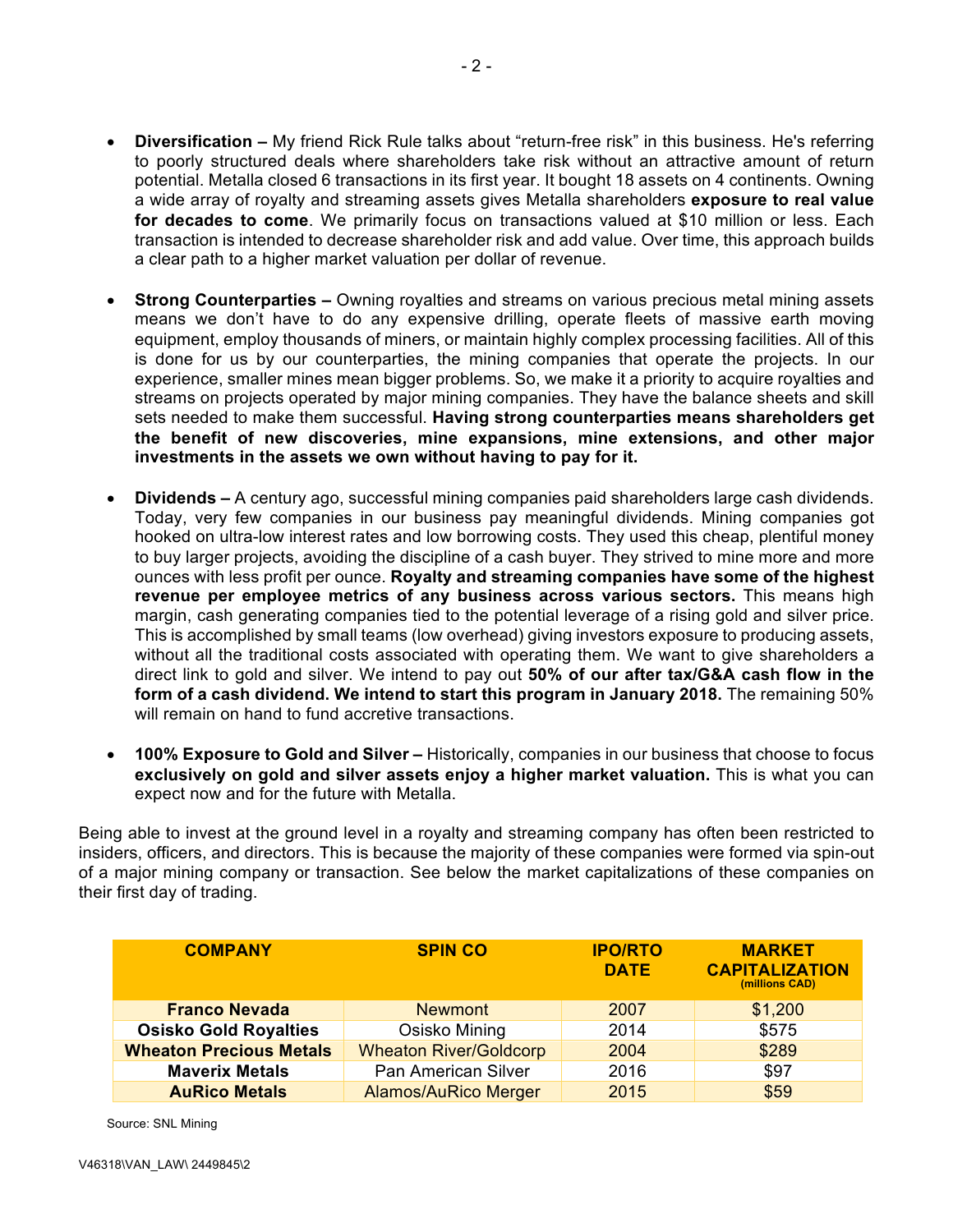- **Diversification –** My friend Rick Rule talks about "return-free risk" in this business. He's referring to poorly structured deals where shareholders take risk without an attractive amount of return potential. Metalla closed 6 transactions in its first year. It bought 18 assets on 4 continents. Owning a wide array of royalty and streaming assets gives Metalla shareholders **exposure to real value for decades to come**. We primarily focus on transactions valued at $10 million or less. Each transaction is intended to decrease shareholder risk and add value. Over time, this approach builds a clear path to a higher market valuation per dollar of revenue.

- **Strong Counterparties –** Owning royalties and streams on various precious metal mining assets means we don't have to do any expensive drilling, operate fleets of massive earth moving equipment, employ thousands of miners, or maintain highly complex processing facilities. All of this is done for us by our counterparties, the mining companies that operate the projects. In our experience, smaller mines mean bigger problems. So, we make it a priority to acquire royalties and streams on projects operated by major mining companies. They have the balance sheets and skill sets needed to make them successful. **Having strong counterparties means shareholders get the benefit of new discoveries, mine expansions, mine extensions, and other major investments in the assets we own without having to pay for it.**

- **Dividends –** A century ago, successful mining companies paid shareholders large cash dividends. Today, very few companies in our business pay meaningful dividends. Mining companies got hooked on ultra-low interest rates and low borrowing costs. They used this cheap, plentiful money to buy larger projects, avoiding the discipline of a cash buyer. They strived to mine more and more ounces with less profit per ounce. **Royalty and streaming companies have some of the highest revenue per employee metrics of any business across various sectors.** This means high margin, cash generating companies tied to the potential leverage of a rising gold and silver price. This is accomplished by small teams (low overhead) giving investors exposure to producing assets, without all the traditional costs associated with operating them. We want to give shareholders a direct link to gold and silver. We intend to pay out **50% of our after tax/G&A cash flow in the form of a cash dividend. We intend to start this program in January 2018.** The remaining 50% will remain on hand to fund accretive transactions.

- **100% Exposure to Gold and Silver –** Historically, companies in our business that choose to focus **exclusively on gold and silver assets enjoy a higher market valuation.** This is what you can expect now and for the future with Metalla.

Being able to invest at the ground level in a royalty and streaming company has often been restricted to insiders, officers, and directors. This is because the majority of these companies were formed via spin-out of a major mining company or transaction. See below the market capitalizations of these companies on their first day of trading.

| COMPANY | SPIN CO | IPO/RTO DATE | MARKET CAPITALIZATION (millions CAD) |
|---|---|---|---|
| **Franco Nevada** | Newmont | 2007 | $1,200 |
| **Osisko Gold Royalties** | Osisko Mining | 2014 | $575 |
| **Wheaton Precious Metals** | Wheaton River/Goldcorp | 2004 | $289 |
| **Maverix Metals** | Pan American Silver | 2016 | $97 |
| **AuRico Metals** | Alamos/AuRico Merger | 2015 | $59 |

Source: SNL Mining

V46318\VAN_LAW\ 2449845\2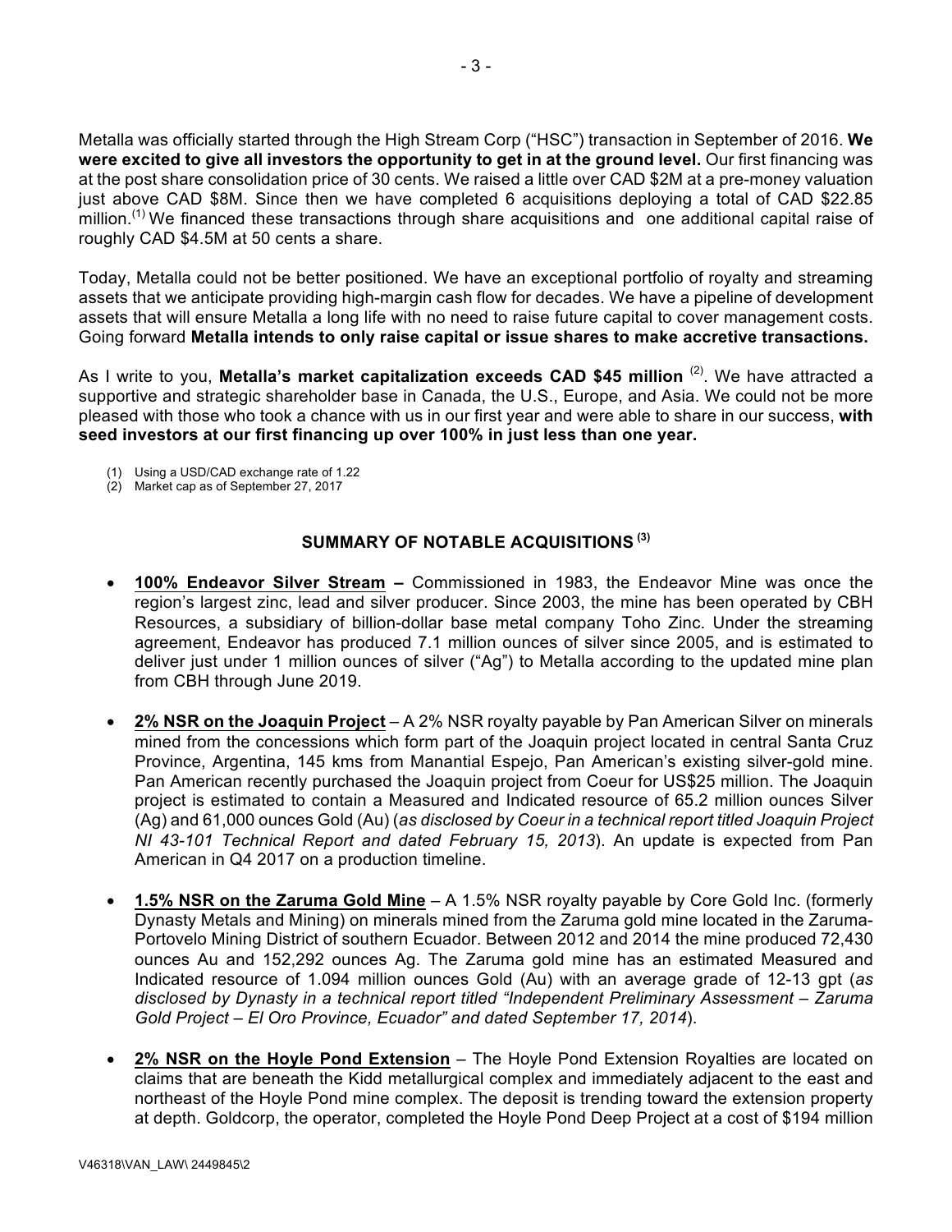Metalla was officially started through the High Stream Corp ("HSC") transaction in September of 2016. **We were excited to give all investors the opportunity to get in at the ground level.** Our first financing was at the post share consolidation price of 30 cents. We raised a little over CAD $2M at a pre-money valuation just above CAD $8M. Since then we have completed 6 acquisitions deploying a total of CAD $22.85 million.[1] We financed these transactions through share acquisitions and one additional capital raise of roughly CAD $4.5M at 50 cents a share.

Today, Metalla could not be better positioned. We have an exceptional portfolio of royalty and streaming assets that we anticipate providing high-margin cash flow for decades. We have a pipeline of development assets that will ensure Metalla a long life with no need to raise future capital to cover management costs. Going forward **Metalla intends to only raise capital or issue shares to make accretive transactions.**

As I write to you, **Metalla's market capitalization exceeds CAD $45 million** [2]. We have attracted a supportive and strategic shareholder base in Canada, the U.S., Europe, and Asia. We could not be more pleased with those who took a chance with us in our first year and were able to share in our success, **with seed investors at our first financing up over 100% in just less than one year.**

(1) Using a USD/CAD exchange rate of 1.22
(2) Market cap as of September 27, 2017

## SUMMARY OF NOTABLE ACQUISITIONS [3]

- **100% Endeavor Silver Stream –** Commissioned in 1983, the Endeavor Mine was once the region's largest zinc, lead and silver producer. Since 2003, the mine has been operated by CBH Resources, a subsidiary of billion-dollar base metal company Toho Zinc. Under the streaming agreement, Endeavor has produced 7.1 million ounces of silver since 2005, and is estimated to deliver just under 1 million ounces of silver ("Ag") to Metalla according to the updated mine plan from CBH through June 2019.

- **2% NSR on the Joaquin Project** – A 2% NSR royalty payable by Pan American Silver on minerals mined from the concessions which form part of the Joaquin project located in central Santa Cruz Province, Argentina, 145 kms from Manantial Espejo, Pan American's existing silver-gold mine. Pan American recently purchased the Joaquin project from Coeur for US$25 million. The Joaquin project is estimated to contain a Measured and Indicated resource of 65.2 million ounces Silver (Ag) and 61,000 ounces Gold (Au) (*as disclosed by Coeur in a technical report titled Joaquin Project NI 43-101 Technical Report and dated February 15, 2013*). An update is expected from Pan American in Q4 2017 on a production timeline.

- **1.5% NSR on the Zaruma Gold Mine** – A 1.5% NSR royalty payable by Core Gold Inc. (formerly Dynasty Metals and Mining) on minerals mined from the Zaruma gold mine located in the Zaruma-Portovelo Mining District of southern Ecuador. Between 2012 and 2014 the mine produced 72,430 ounces Au and 152,292 ounces Ag. The Zaruma gold mine has an estimated Measured and Indicated resource of 1.094 million ounces Gold (Au) with an average grade of 12-13 gpt (*as disclosed by Dynasty in a technical report titled "Independent Preliminary Assessment – Zaruma Gold Project – El Oro Province, Ecuador" and dated September 17, 2014*).

- **2% NSR on the Hoyle Pond Extension** – The Hoyle Pond Extension Royalties are located on claims that are beneath the Kidd metallurgical complex and immediately adjacent to the east and northeast of the Hoyle Pond mine complex. The deposit is trending toward the extension property at depth. Goldcorp, the operator, completed the Hoyle Pond Deep Project at a cost of $194 million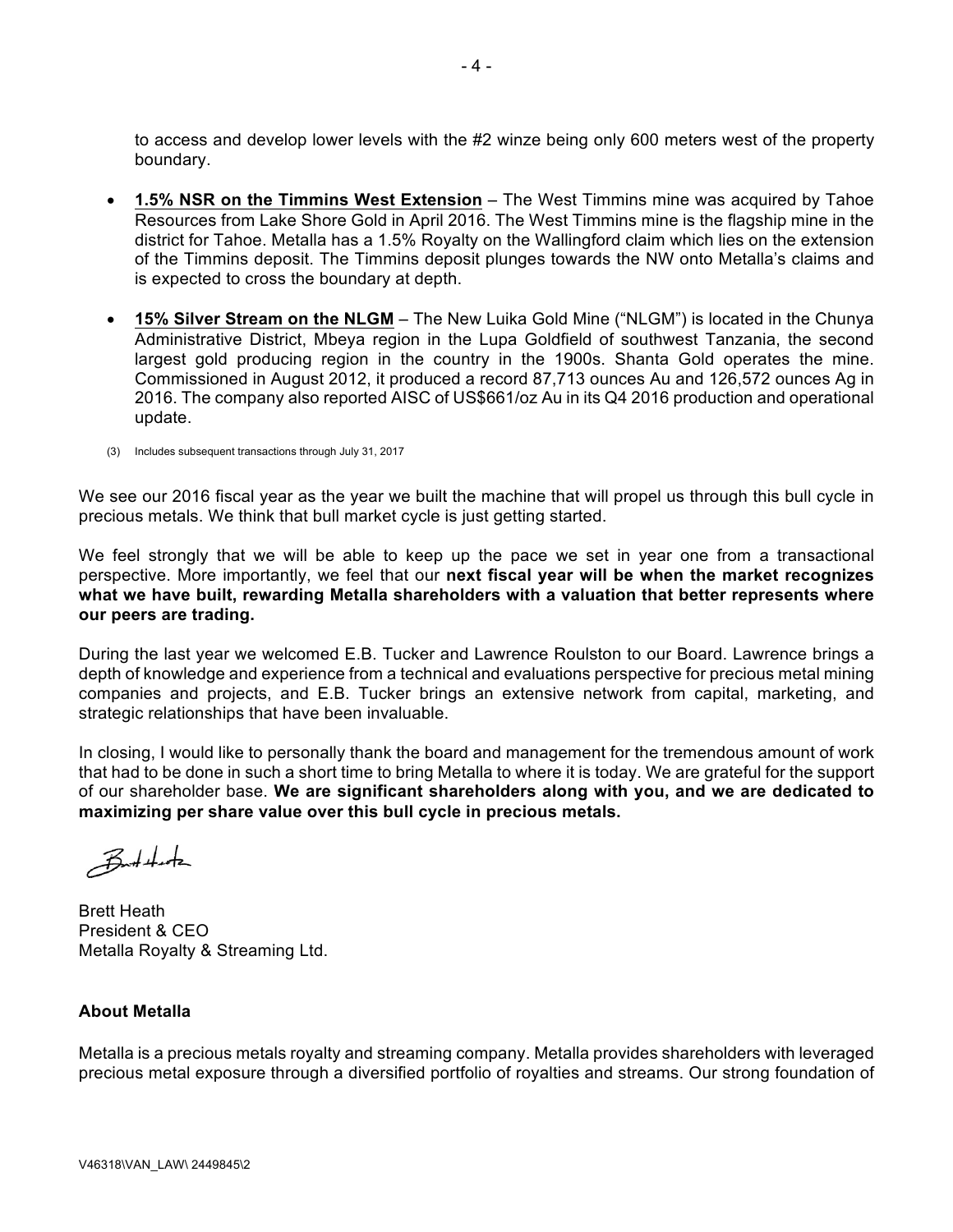to access and develop lower levels with the #2 winze being only 600 meters west of the property boundary.

- **1.5% NSR on the Timmins West Extension** – The West Timmins mine was acquired by Tahoe Resources from Lake Shore Gold in April 2016. The West Timmins mine is the flagship mine in the district for Tahoe. Metalla has a 1.5% Royalty on the Wallingford claim which lies on the extension of the Timmins deposit. The Timmins deposit plunges towards the NW onto Metalla's claims and is expected to cross the boundary at depth.

- **15% Silver Stream on the NLGM** – The New Luika Gold Mine ("NLGM") is located in the Chunya Administrative District, Mbeya region in the Lupa Goldfield of southwest Tanzania, the second largest gold producing region in the country in the 1900s. Shanta Gold operates the mine. Commissioned in August 2012, it produced a record 87,713 ounces Au and 126,572 ounces Ag in 2016. The company also reported AISC of US$661/oz Au in its Q4 2016 production and operational update.

(3) Includes subsequent transactions through July 31, 2017

We see our 2016 fiscal year as the year we built the machine that will propel us through this bull cycle in precious metals. We think that bull market cycle is just getting started.

We feel strongly that we will be able to keep up the pace we set in year one from a transactional perspective. More importantly, we feel that our **next fiscal year will be when the market recognizes what we have built, rewarding Metalla shareholders with a valuation that better represents where our peers are trading.**

During the last year we welcomed E.B. Tucker and Lawrence Roulston to our Board. Lawrence brings a depth of knowledge and experience from a technical and evaluations perspective for precious metal mining companies and projects, and E.B. Tucker brings an extensive network from capital, marketing, and strategic relationships that have been invaluable.

In closing, I would like to personally thank the board and management for the tremendous amount of work that had to be done in such a short time to bring Metalla to where it is today. We are grateful for the support of our shareholder base. **We are significant shareholders along with you, and we are dedicated to maximizing per share value over this bull cycle in precious metals.**

Brett Heath
President & CEO
Metalla Royalty & Streaming Ltd.

**About Metalla**

Metalla is a precious metals royalty and streaming company. Metalla provides shareholders with leveraged precious metal exposure through a diversified portfolio of royalties and streams. Our strong foundation of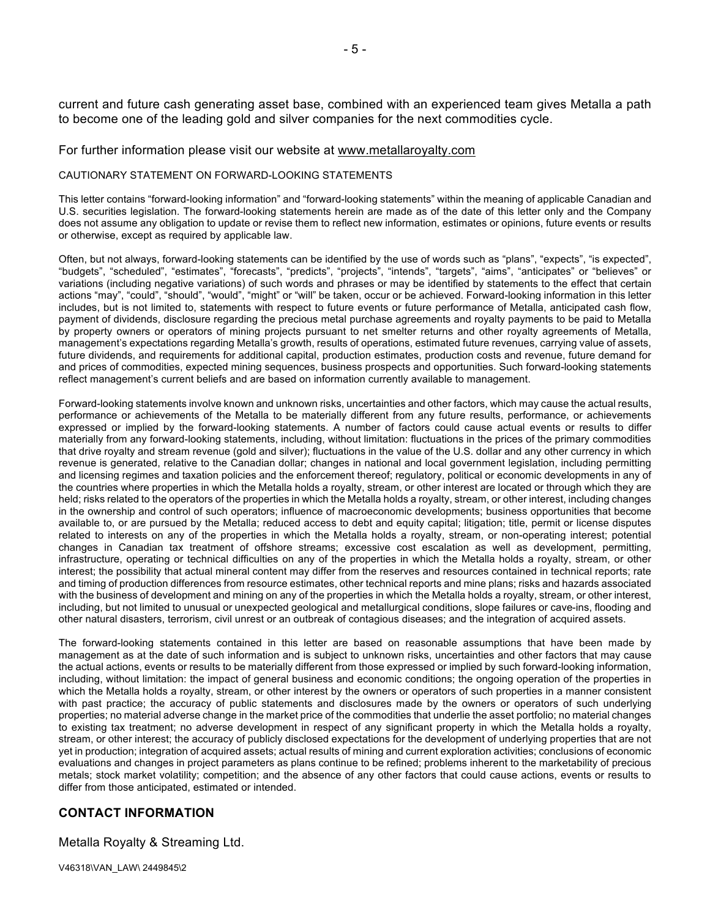current and future cash generating asset base, combined with an experienced team gives Metalla a path to become one of the leading gold and silver companies for the next commodities cycle.

For further information please visit our website at www.metallaroyalty.com

CAUTIONARY STATEMENT ON FORWARD-LOOKING STATEMENTS

This letter contains "forward-looking information" and "forward-looking statements" within the meaning of applicable Canadian and U.S. securities legislation. The forward-looking statements herein are made as of the date of this letter only and the Company does not assume any obligation to update or revise them to reflect new information, estimates or opinions, future events or results or otherwise, except as required by applicable law.

Often, but not always, forward-looking statements can be identified by the use of words such as "plans", "expects", "is expected", "budgets", "scheduled", "estimates", "forecasts", "predicts", "projects", "intends", "targets", "aims", "anticipates" or "believes" or variations (including negative variations) of such words and phrases or may be identified by statements to the effect that certain actions "may", "could", "should", "would", "might" or "will" be taken, occur or be achieved. Forward-looking information in this letter includes, but is not limited to, statements with respect to future events or future performance of Metalla, anticipated cash flow, payment of dividends, disclosure regarding the precious metal purchase agreements and royalty payments to be paid to Metalla by property owners or operators of mining projects pursuant to net smelter returns and other royalty agreements of Metalla, management's expectations regarding Metalla's growth, results of operations, estimated future revenues, carrying value of assets, future dividends, and requirements for additional capital, production estimates, production costs and revenue, future demand for and prices of commodities, expected mining sequences, business prospects and opportunities. Such forward-looking statements reflect management's current beliefs and are based on information currently available to management.

Forward-looking statements involve known and unknown risks, uncertainties and other factors, which may cause the actual results, performance or achievements of the Metalla to be materially different from any future results, performance, or achievements expressed or implied by the forward-looking statements. A number of factors could cause actual events or results to differ materially from any forward-looking statements, including, without limitation: fluctuations in the prices of the primary commodities that drive royalty and stream revenue (gold and silver); fluctuations in the value of the U.S. dollar and any other currency in which revenue is generated, relative to the Canadian dollar; changes in national and local government legislation, including permitting and licensing regimes and taxation policies and the enforcement thereof; regulatory, political or economic developments in any of the countries where properties in which the Metalla holds a royalty, stream, or other interest are located or through which they are held; risks related to the operators of the properties in which the Metalla holds a royalty, stream, or other interest, including changes in the ownership and control of such operators; influence of macroeconomic developments; business opportunities that become available to, or are pursued by the Metalla; reduced access to debt and equity capital; litigation; title, permit or license disputes related to interests on any of the properties in which the Metalla holds a royalty, stream, or non-operating interest; potential changes in Canadian tax treatment of offshore streams; excessive cost escalation as well as development, permitting, infrastructure, operating or technical difficulties on any of the properties in which the Metalla holds a royalty, stream, or other interest; the possibility that actual mineral content may differ from the reserves and resources contained in technical reports; rate and timing of production differences from resource estimates, other technical reports and mine plans; risks and hazards associated with the business of development and mining on any of the properties in which the Metalla holds a royalty, stream, or other interest, including, but not limited to unusual or unexpected geological and metallurgical conditions, slope failures or cave-ins, flooding and other natural disasters, terrorism, civil unrest or an outbreak of contagious diseases; and the integration of acquired assets.

The forward-looking statements contained in this letter are based on reasonable assumptions that have been made by management as at the date of such information and is subject to unknown risks, uncertainties and other factors that may cause the actual actions, events or results to be materially different from those expressed or implied by such forward-looking information, including, without limitation: the impact of general business and economic conditions; the ongoing operation of the properties in which the Metalla holds a royalty, stream, or other interest by the owners or operators of such properties in a manner consistent with past practice; the accuracy of public statements and disclosures made by the owners or operators of such underlying properties; no material adverse change in the market price of the commodities that underlie the asset portfolio; no material changes to existing tax treatment; no adverse development in respect of any significant property in which the Metalla holds a royalty, stream, or other interest; the accuracy of publicly disclosed expectations for the development of underlying properties that are not yet in production; integration of acquired assets; actual results of mining and current exploration activities; conclusions of economic evaluations and changes in project parameters as plans continue to be refined; problems inherent to the marketability of precious metals; stock market volatility; competition; and the absence of any other factors that could cause actions, events or results to differ from those anticipated, estimated or intended.

## CONTACT INFORMATION

Metalla Royalty & Streaming Ltd.

V46318\VAN_LAW\ 2449845\2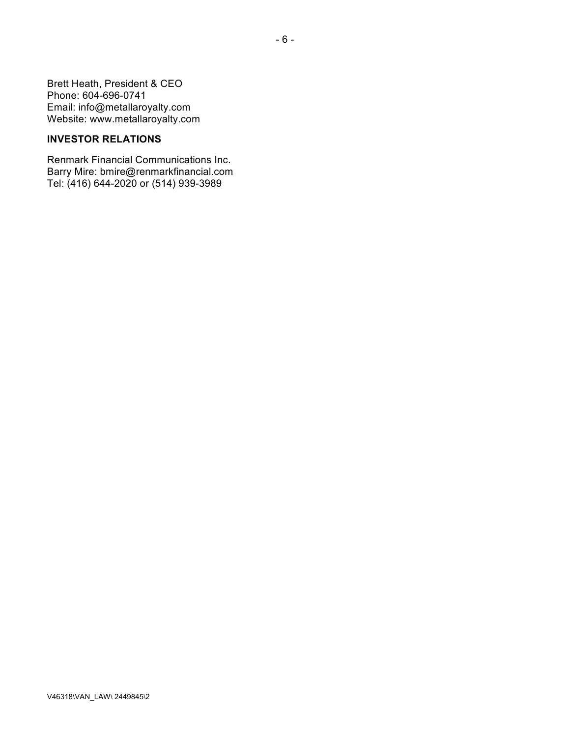Brett Heath, President & CEO
Phone: 604-696-0741
Email: info@metallaroyalty.com
Website: www.metallaroyalty.com

**INVESTOR RELATIONS**

Renmark Financial Communications Inc.
Barry Mire: bmire@renmarkfinancial.com
Tel: (416) 644-2020 or (514) 939-3989

V46318\VAN_LAW\ 2449845\2